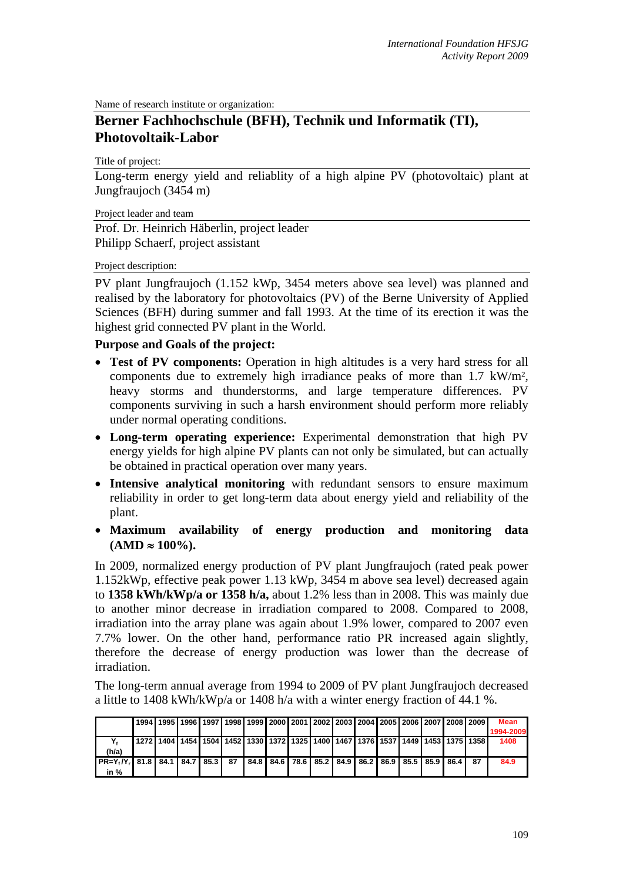Name of research institute or organization:

# Berner Fachhochschule (BFH), Technik und Informatik (TI), Photovoltaik-Labor

Title of project:

Long-term energy yield and reliablity of a high alpine PV (photovoltaic) plant at Jungfraujoch (3454 m)

Project leader and team

Prof. Dr. Heinrich Häberlin, project leader
Philipp Schaerf, project assistant

Project description:

PV plant Jungfraujoch (1.152 kWp, 3454 meters above sea level) was planned and realised by the laboratory for photovoltaics (PV) of the Berne University of Applied Sciences (BFH) during summer and fall 1993. At the time of its erection it was the highest grid connected PV plant in the World.

**Purpose and Goals of the project:**

- **Test of PV components:** Operation in high altitudes is a very hard stress for all components due to extremely high irradiance peaks of more than 1.7 kW/m², heavy storms and thunderstorms, and large temperature differences. PV components surviving in such a harsh environment should perform more reliably under normal operating conditions.
- **Long-term operating experience:** Experimental demonstration that high PV energy yields for high alpine PV plants can not only be simulated, but can actually be obtained in practical operation over many years.
- **Intensive analytical monitoring** with redundant sensors to ensure maximum reliability in order to get long-term data about energy yield and reliability of the plant.
- **Maximum availability of energy production and monitoring data (AMD ≈ 100%).**

In 2009, normalized energy production of PV plant Jungfraujoch (rated peak power 1.152kWp, effective peak power 1.13 kWp, 3454 m above sea level) decreased again to **1358 kWh/kWp/a or 1358 h/a,** about 1.2% less than in 2008. This was mainly due to another minor decrease in irradiation compared to 2008. Compared to 2008, irradiation into the array plane was again about 1.9% lower, compared to 2007 even 7.7% lower. On the other hand, performance ratio PR increased again slightly, therefore the decrease of energy production was lower than the decrease of irradiation.

The long-term annual average from 1994 to 2009 of PV plant Jungfraujoch decreased a little to 1408 kWh/kWp/a or 1408 h/a with a winter energy fraction of 44.1 %.

| | 1994 | 1995 | 1996 | 1997 | 1998 | 1999 | 2000 | 2001 | 2002 | 2003 | 2004 | 2005 | 2006 | 2007 | 2008 | 2009 | Mean 1994-2009 |
|---|---|---|---|---|---|---|---|---|---|---|---|---|---|---|---|---|---|
| $Y_f$ (h/a) | 1272 | 1404 | 1454 | 1504 | 1452 | 1330 | 1372 | 1325 | 1400 | 1467 | 1376 | 1537 | 1449 | 1453 | 1375 | 1358 | 1408 |
| $PR=Y_f/Y_r$ in % | 81.8 | 84.1 | 84.7 | 85.3 | 87 | 84.8 | 84.6 | 78.6 | 85.2 | 84.9 | 86.2 | 86.9 | 85.5 | 85.9 | 86.4 | 87 | 84.9 |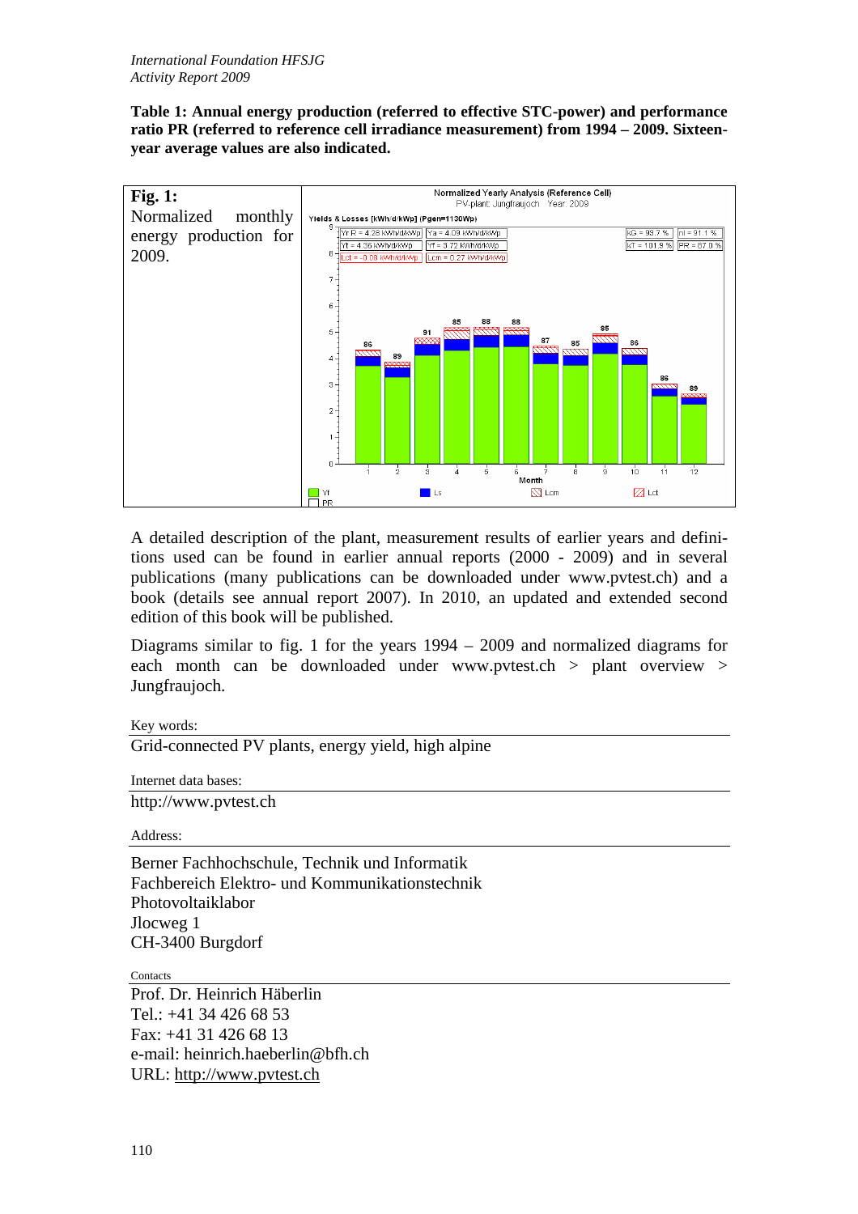**Table 1: Annual energy production (referred to effective STC-power) and performance ratio PR (referred to reference cell irradiance measurement) from 1994 – 2009. Sixteen-year average values are also indicated.**

**Fig. 1:**
Normalized monthly energy production for 2009.

Normalized Yearly Analysis (Reference Cell)
PV-plant: Jungfraujoch Year: 2009

Yields & Losses [kWh/d/kWp] (Pgen=1130Wp)

Yr R = 4.28 kWh/d/kWp | Ya = 4.09 kWh/d/kWp | kG = 93.7 % | nI = 91.1 %
Yt = 4.36 kWh/d/kWp | Yf = 3.72 kWh/d/kWp | kT = 101.9 % | PR = 87.0 %
Lct = -0.08 kWh/d/kWp | Lcm = 0.27 kWh/d/kWp

86 89 91 85 88 88 87 85 85 86 86 89

Month

Yf, Ls, Lcm, Lct, PR

A detailed description of the plant, measurement results of earlier years and definitions used can be found in earlier annual reports (2000 - 2009) and in several publications (many publications can be downloaded under www.pvtest.ch) and a book (details see annual report 2007). In 2010, an updated and extended second edition of this book will be published.

Diagrams similar to fig. 1 for the years 1994 – 2009 and normalized diagrams for each month can be downloaded under www.pvtest.ch > plant overview > Jungfraujoch.

Key words:

Grid-connected PV plants, energy yield, high alpine

Internet data bases:

http://www.pvtest.ch

Address:

Berner Fachhochschule, Technik und Informatik
Fachbereich Elektro- und Kommunikationstechnik
Photovoltaiklabor
Jlocweg 1
CH-3400 Burgdorf

Contacts

Prof. Dr. Heinrich Häberlin
Tel.: +41 34 426 68 53
Fax: +41 31 426 68 13
e-mail: heinrich.haeberlin@bfh.ch
URL: http://www.pvtest.ch